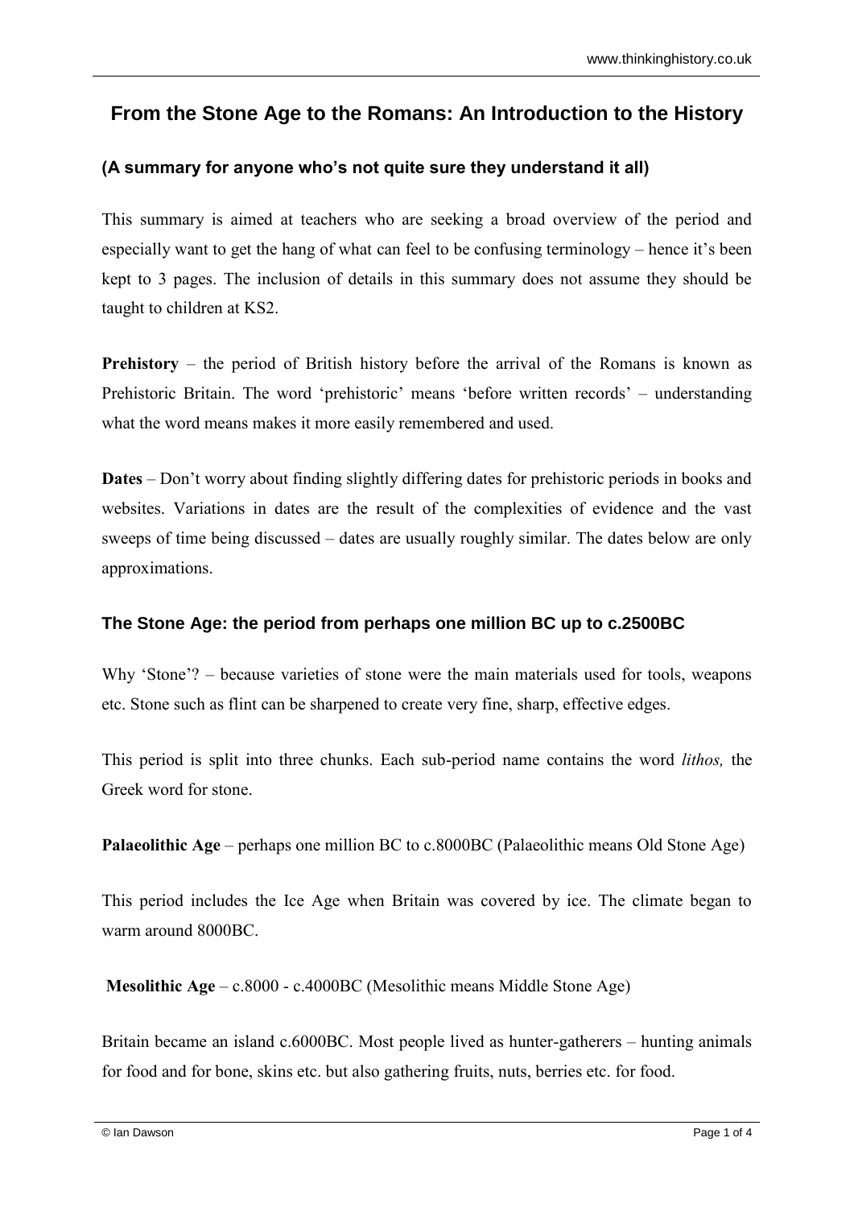# From the Stone Age to the Romans: An Introduction to the History

### (A summary for anyone who's not quite sure they understand it all)

This summary is aimed at teachers who are seeking a broad overview of the period and especially want to get the hang of what can feel to be confusing terminology – hence it's been kept to 3 pages. The inclusion of details in this summary does not assume they should be taught to children at KS2.

**Prehistory** – the period of British history before the arrival of the Romans is known as Prehistoric Britain. The word 'prehistoric' means 'before written records' – understanding what the word means makes it more easily remembered and used.

**Dates** – Don't worry about finding slightly differing dates for prehistoric periods in books and websites. Variations in dates are the result of the complexities of evidence and the vast sweeps of time being discussed – dates are usually roughly similar. The dates below are only approximations.

## The Stone Age: the period from perhaps one million BC up to c.2500BC

Why 'Stone'? – because varieties of stone were the main materials used for tools, weapons etc. Stone such as flint can be sharpened to create very fine, sharp, effective edges.

This period is split into three chunks. Each sub-period name contains the word *lithos,* the Greek word for stone.

**Palaeolithic Age** – perhaps one million BC to c.8000BC (Palaeolithic means Old Stone Age)

This period includes the Ice Age when Britain was covered by ice. The climate began to warm around 8000BC.

**Mesolithic Age** – c.8000 - c.4000BC (Mesolithic means Middle Stone Age)

Britain became an island c.6000BC. Most people lived as hunter-gatherers – hunting animals for food and for bone, skins etc. but also gathering fruits, nuts, berries etc. for food.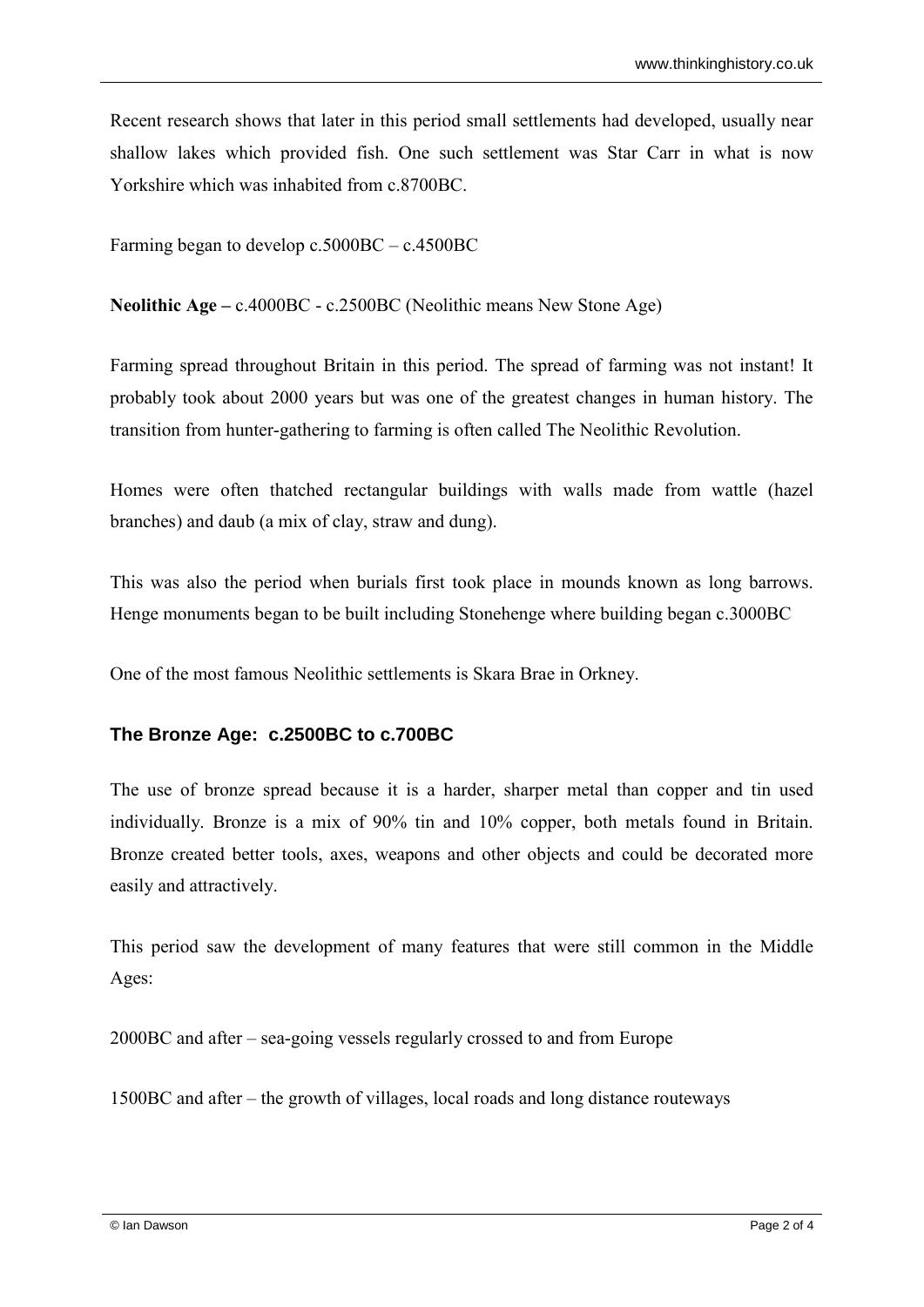Recent research shows that later in this period small settlements had developed, usually near shallow lakes which provided fish. One such settlement was Star Carr in what is now Yorkshire which was inhabited from c.8700BC.

Farming began to develop c.5000BC – c.4500BC

**Neolithic Age –** c.4000BC - c.2500BC (Neolithic means New Stone Age)

Farming spread throughout Britain in this period. The spread of farming was not instant! It probably took about 2000 years but was one of the greatest changes in human history. The transition from hunter-gathering to farming is often called The Neolithic Revolution.

Homes were often thatched rectangular buildings with walls made from wattle (hazel branches) and daub (a mix of clay, straw and dung).

This was also the period when burials first took place in mounds known as long barrows. Henge monuments began to be built including Stonehenge where building began c.3000BC

One of the most famous Neolithic settlements is Skara Brae in Orkney.

## The Bronze Age: c.2500BC to c.700BC

The use of bronze spread because it is a harder, sharper metal than copper and tin used individually. Bronze is a mix of 90% tin and 10% copper, both metals found in Britain. Bronze created better tools, axes, weapons and other objects and could be decorated more easily and attractively.

This period saw the development of many features that were still common in the Middle Ages:

2000BC and after – sea-going vessels regularly crossed to and from Europe

1500BC and after – the growth of villages, local roads and long distance routeways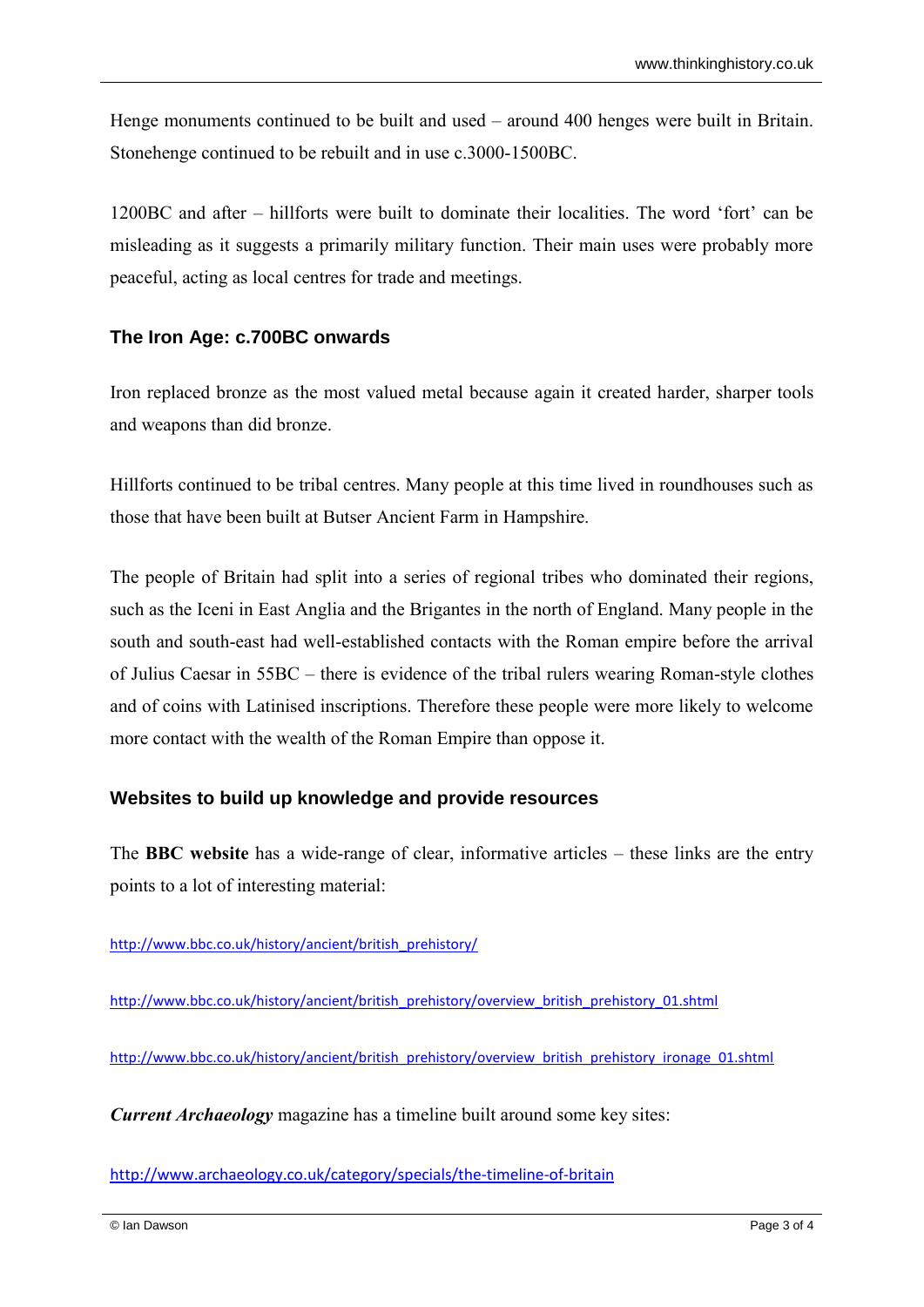Henge monuments continued to be built and used – around 400 henges were built in Britain. Stonehenge continued to be rebuilt and in use c.3000-1500BC.

1200BC and after – hillforts were built to dominate their localities. The word 'fort' can be misleading as it suggests a primarily military function. Their main uses were probably more peaceful, acting as local centres for trade and meetings.

### The Iron Age: c.700BC onwards

Iron replaced bronze as the most valued metal because again it created harder, sharper tools and weapons than did bronze.

Hillforts continued to be tribal centres. Many people at this time lived in roundhouses such as those that have been built at Butser Ancient Farm in Hampshire.

The people of Britain had split into a series of regional tribes who dominated their regions, such as the Iceni in East Anglia and the Brigantes in the north of England. Many people in the south and south-east had well-established contacts with the Roman empire before the arrival of Julius Caesar in 55BC – there is evidence of the tribal rulers wearing Roman-style clothes and of coins with Latinised inscriptions. Therefore these people were more likely to welcome more contact with the wealth of the Roman Empire than oppose it.

### Websites to build up knowledge and provide resources

The **BBC website** has a wide-range of clear, informative articles – these links are the entry points to a lot of interesting material:

http://www.bbc.co.uk/history/ancient/british_prehistory/

http://www.bbc.co.uk/history/ancient/british_prehistory/overview_british_prehistory_01.shtml

http://www.bbc.co.uk/history/ancient/british_prehistory/overview_british_prehistory_ironage_01.shtml

***Current Archaeology*** magazine has a timeline built around some key sites:

http://www.archaeology.co.uk/category/specials/the-timeline-of-britain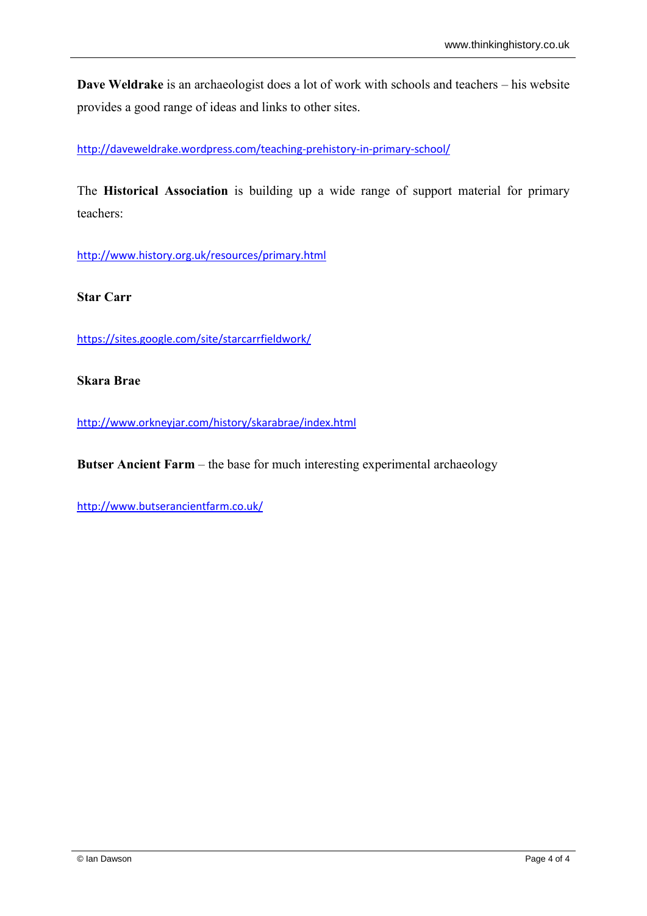**Dave Weldrake** is an archaeologist does a lot of work with schools and teachers – his website provides a good range of ideas and links to other sites.

http://daveweldrake.wordpress.com/teaching-prehistory-in-primary-school/

The **Historical Association** is building up a wide range of support material for primary teachers:

http://www.history.org.uk/resources/primary.html

**Star Carr**

https://sites.google.com/site/starcarrfieldwork/

**Skara Brae**

http://www.orkneyjar.com/history/skarabrae/index.html

**Butser Ancient Farm** – the base for much interesting experimental archaeology

http://www.butserancientfarm.co.uk/